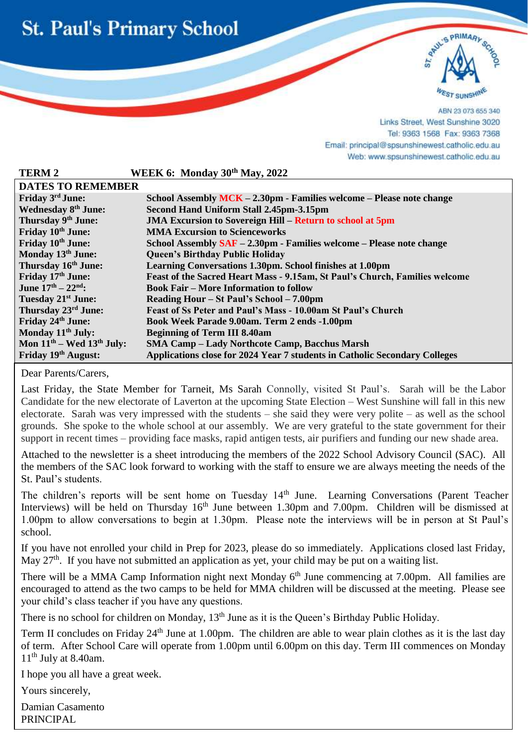# St. Paul's Primary School

ABN 23 073 655 340
Links Street, West Sunshine 3020
Tel: 9363 1568 Fax: 9363 7368
Email: principal@spsunshinewest.catholic.edu.au
Web: www.spsunshinewest.catholic.edu.au

**TERM 2** **WEEK 6: Monday 30th May, 2022**

| DATES TO REMEMBER | |
|---|---|
| **Friday 3rd June:** | **School Assembly MCK – 2.30pm - Families welcome – Please note change** |
| **Wednesday 8th June:** | **Second Hand Uniform Stall 2.45pm-3.15pm** |
| **Thursday 9th June:** | **JMA Excursion to Sovereign Hill – Return to school at 5pm** |
| **Friday 10th June:** | **MMA Excursion to Scienceworks** |
| **Friday 10th June:** | **School Assembly SAF – 2.30pm - Families welcome – Please note change** |
| **Monday 13th June:** | **Queen's Birthday Public Holiday** |
| **Thursday 16th June:** | **Learning Conversations 1.30pm. School finishes at 1.00pm** |
| **Friday 17th June:** | **Feast of the Sacred Heart Mass - 9.15am, St Paul's Church, Families welcome** |
| **June 17th – 22nd:** | **Book Fair – More Information to follow** |
| **Tuesday 21st June:** | **Reading Hour – St Paul's School – 7.00pm** |
| **Thursday 23rd June:** | **Feast of Ss Peter and Paul's Mass - 10.00am St Paul's Church** |
| **Friday 24th June:** | **Book Week Parade 9.00am. Term 2 ends -1.00pm** |
| **Monday 11th July:** | **Beginning of Term III 8.40am** |
| **Mon 11th – Wed 13th July:** | **SMA Camp – Lady Northcote Camp, Bacchus Marsh** |
| **Friday 19th August:** | **Applications close for 2024 Year 7 students in Catholic Secondary Colleges** |

Dear Parents/Carers,

Last Friday, the State Member for Tarneit, Ms Sarah Connolly, visited St Paul's. Sarah will be the Labor Candidate for the new electorate of Laverton at the upcoming State Election – West Sunshine will fall in this new electorate. Sarah was very impressed with the students – she said they were very polite – as well as the school grounds. She spoke to the whole school at our assembly. We are very grateful to the state government for their support in recent times – providing face masks, rapid antigen tests, air purifiers and funding our new shade area.

Attached to the newsletter is a sheet introducing the members of the 2022 School Advisory Council (SAC). All the members of the SAC look forward to working with the staff to ensure we are always meeting the needs of the St. Paul's students.

The children's reports will be sent home on Tuesday 14th June. Learning Conversations (Parent Teacher Interviews) will be held on Thursday 16th June between 1.30pm and 7.00pm. Children will be dismissed at 1.00pm to allow conversations to begin at 1.30pm. Please note the interviews will be in person at St Paul's school.

If you have not enrolled your child in Prep for 2023, please do so immediately. Applications closed last Friday, May 27th. If you have not submitted an application as yet, your child may be put on a waiting list.

There will be a MMA Camp Information night next Monday 6th June commencing at 7.00pm. All families are encouraged to attend as the two camps to be held for MMA children will be discussed at the meeting. Please see your child's class teacher if you have any questions.

There is no school for children on Monday, 13th June as it is the Queen's Birthday Public Holiday.

Term II concludes on Friday 24th June at 1.00pm. The children are able to wear plain clothes as it is the last day of term. After School Care will operate from 1.00pm until 6.00pm on this day. Term III commences on Monday 11th July at 8.40am.

I hope you all have a great week.

Yours sincerely,

Damian Casamento
PRINCIPAL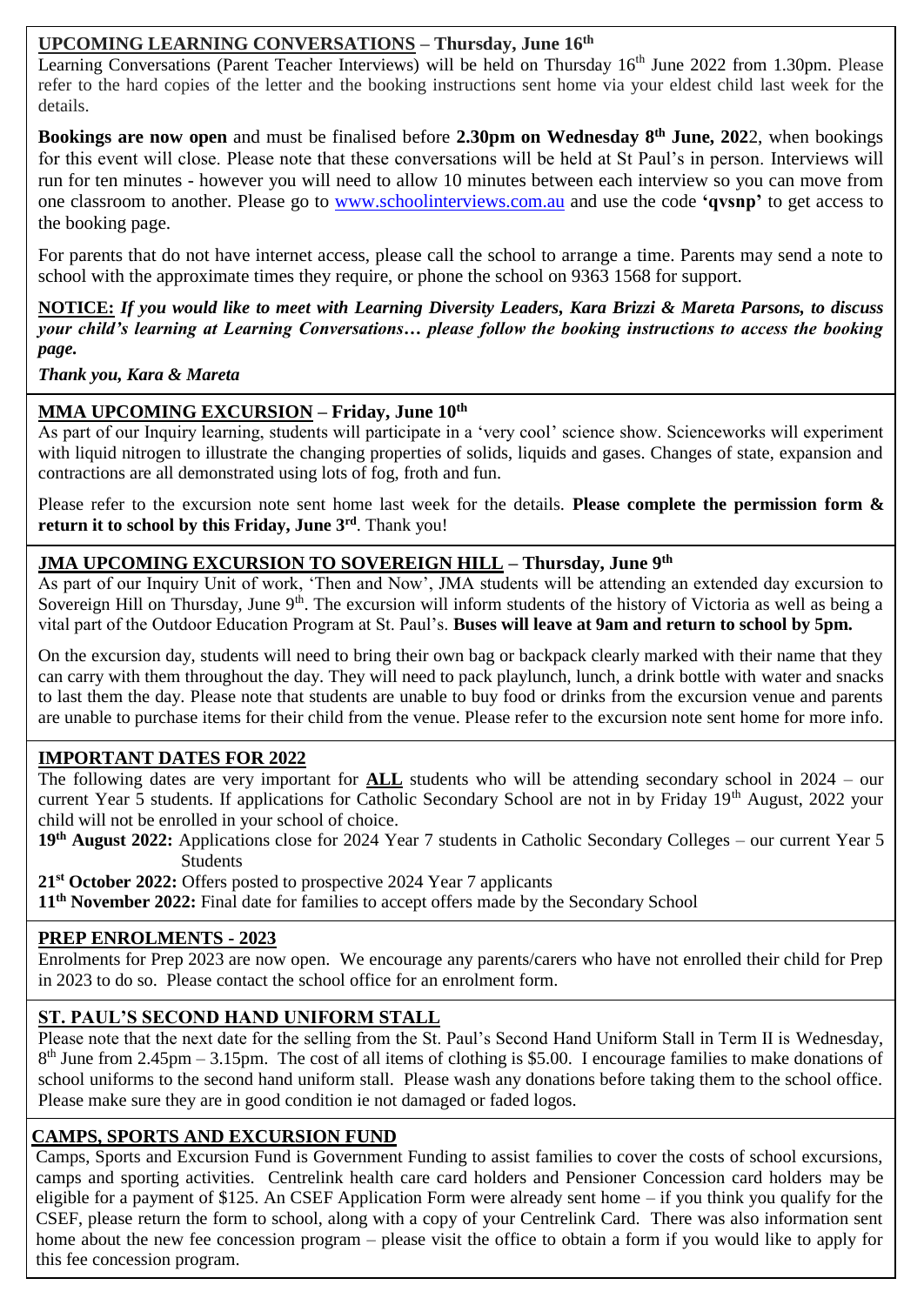## UPCOMING LEARNING CONVERSATIONS – Thursday, June 16th

Learning Conversations (Parent Teacher Interviews) will be held on Thursday 16th June 2022 from 1.30pm. Please refer to the hard copies of the letter and the booking instructions sent home via your eldest child last week for the details.

**Bookings are now open** and must be finalised before **2.30pm on Wednesday 8th June, 202**2, when bookings for this event will close. Please note that these conversations will be held at St Paul's in person. Interviews will run for ten minutes - however you will need to allow 10 minutes between each interview so you can move from one classroom to another. Please go to www.schoolinterviews.com.au and use the code **'qvsnp'** to get access to the booking page.

For parents that do not have internet access, please call the school to arrange a time. Parents may send a note to school with the approximate times they require, or phone the school on 9363 1568 for support.

**NOTICE:** ***If you would like to meet with Learning Diversity Leaders, Kara Brizzi & Mareta Parsons, to discuss your child's learning at Learning Conversations… please follow the booking instructions to access the booking page.***

***Thank you, Kara & Mareta***

## MMA UPCOMING EXCURSION – Friday, June 10th

As part of our Inquiry learning, students will participate in a 'very cool' science show. Scienceworks will experiment with liquid nitrogen to illustrate the changing properties of solids, liquids and gases. Changes of state, expansion and contractions are all demonstrated using lots of fog, froth and fun.

Please refer to the excursion note sent home last week for the details. **Please complete the permission form & return it to school by this Friday, June 3rd**. Thank you!

## JMA UPCOMING EXCURSION TO SOVEREIGN HILL – Thursday, June 9th

As part of our Inquiry Unit of work, 'Then and Now', JMA students will be attending an extended day excursion to Sovereign Hill on Thursday, June 9th. The excursion will inform students of the history of Victoria as well as being a vital part of the Outdoor Education Program at St. Paul's. **Buses will leave at 9am and return to school by 5pm.**

On the excursion day, students will need to bring their own bag or backpack clearly marked with their name that they can carry with them throughout the day. They will need to pack playlunch, lunch, a drink bottle with water and snacks to last them the day. Please note that students are unable to buy food or drinks from the excursion venue and parents are unable to purchase items for their child from the venue. Please refer to the excursion note sent home for more info.

## IMPORTANT DATES FOR 2022

The following dates are very important for **ALL** students who will be attending secondary school in 2024 – our current Year 5 students. If applications for Catholic Secondary School are not in by Friday 19th August, 2022 your child will not be enrolled in your school of choice.

**19th August 2022:** Applications close for 2024 Year 7 students in Catholic Secondary Colleges – our current Year 5 Students

**21st October 2022:** Offers posted to prospective 2024 Year 7 applicants

**11th November 2022:** Final date for families to accept offers made by the Secondary School

## PREP ENROLMENTS - 2023

Enrolments for Prep 2023 are now open. We encourage any parents/carers who have not enrolled their child for Prep in 2023 to do so. Please contact the school office for an enrolment form.

## ST. PAUL'S SECOND HAND UNIFORM STALL

Please note that the next date for the selling from the St. Paul's Second Hand Uniform Stall in Term II is Wednesday, 8th June from 2.45pm – 3.15pm. The cost of all items of clothing is $5.00. I encourage families to make donations of school uniforms to the second hand uniform stall. Please wash any donations before taking them to the school office. Please make sure they are in good condition ie not damaged or faded logos.

## CAMPS, SPORTS AND EXCURSION FUND

Camps, Sports and Excursion Fund is Government Funding to assist families to cover the costs of school excursions, camps and sporting activities. Centrelink health care card holders and Pensioner Concession card holders may be eligible for a payment of $125. An CSEF Application Form were already sent home – if you think you qualify for the CSEF, please return the form to school, along with a copy of your Centrelink Card. There was also information sent home about the new fee concession program – please visit the office to obtain a form if you would like to apply for this fee concession program.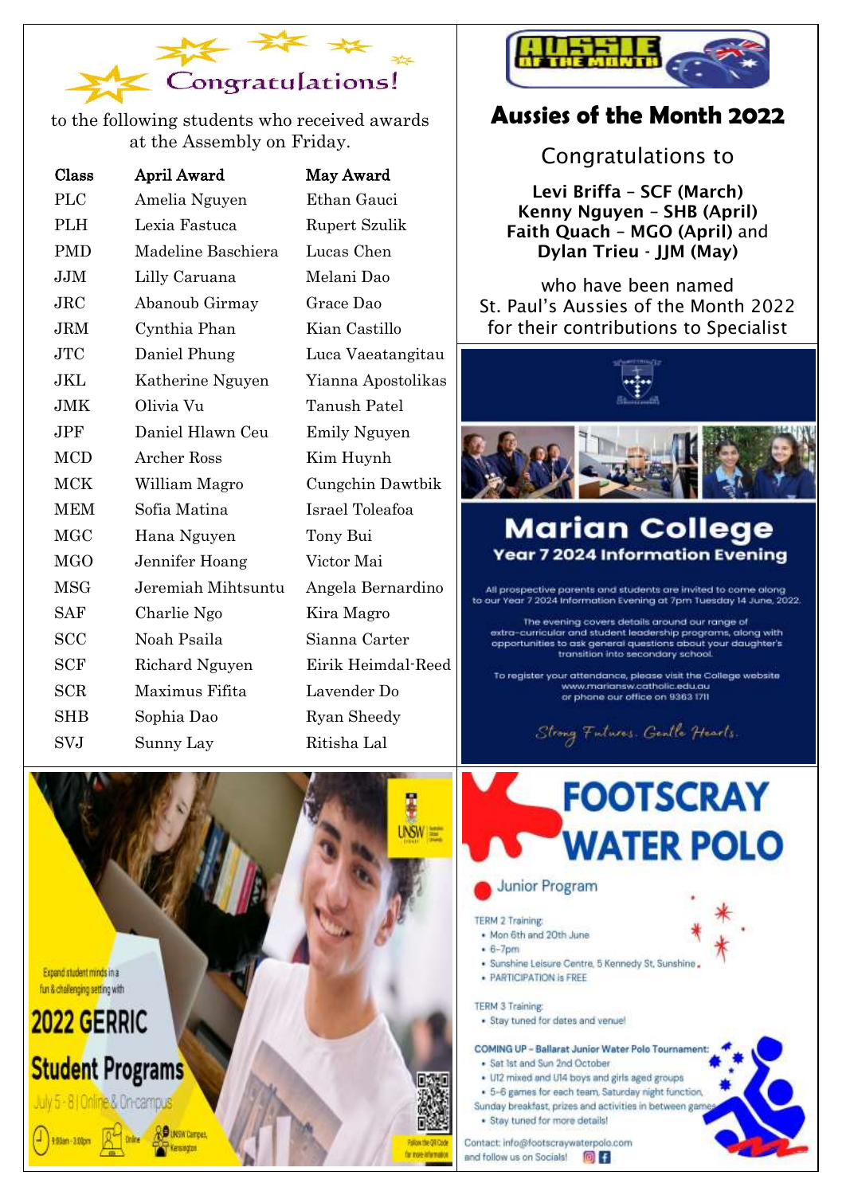## Congratulations!

to the following students who received awards at the Assembly on Friday.

| Class | April Award | May Award |
|---|---|---|
| PLC | Amelia Nguyen | Ethan Gauci |
| PLH | Lexia Fastuca | Rupert Szulik |
| PMD | Madeline Baschiera | Lucas Chen |
| JJM | Lilly Caruana | Melani Dao |
| JRC | Abanoub Girmay | Grace Dao |
| JRM | Cynthia Phan | Kian Castillo |
| JTC | Daniel Phung | Luca Vaeatangitau |
| JKL | Katherine Nguyen | Yianna Apostolikas |
| JMK | Olivia Vu | Tanush Patel |
| JPF | Daniel Hlawn Ceu | Emily Nguyen |
| MCD | Archer Ross | Kim Huynh |
| MCK | William Magro | Cungchin Dawtbik |
| MEM | Sofia Matina | Israel Toleafoa |
| MGC | Hana Nguyen | Tony Bui |
| MGO | Jennifer Hoang | Victor Mai |
| MSG | Jeremiah Mihtsuntu | Angela Bernardino |
| SAF | Charlie Ngo | Kira Magro |
| SCC | Noah Psaila | Sianna Carter |
| SCF | Richard Nguyen | Eirik Heimdal-Reed |
| SCR | Maximus Fifita | Lavender Do |
| SHB | Sophia Dao | Ryan Sheedy |
| SVJ | Sunny Lay | Ritisha Lal |

AUSSIE OF THE MONTH

## Aussies of the Month 2022

Congratulations to

**Levi Briffa – SCF (March)**
**Kenny Nguyen – SHB (April)**
**Faith Quach – MGO (April)** and
**Dylan Trieu - JJM (May)**

who have been named St. Paul's Aussies of the Month 2022 for their contributions to Specialist

## Marian College
### Year 7 2024 Information Evening

All prospective parents and students are invited to come along to our Year 7 2024 Information Evening at 7pm Tuesday 14 June, 2022.

The evening covers details around our range of extra-curricular and student leadership programs, along with opportunities to ask general questions about your daughter's transition into secondary school.

To register your attendance, please visit the College website www.mariansw.catholic.edu.au or phone our office on 9363 1711

*Strong Futures. Gentle Hearts.*

Expand student minds in a fun & challenging setting with

## 2022 GERRIC Student Programs

July 5 - 8 | Online & On-campus

9:00am - 3:00pm | Online | UNSW Campus, Kensington

UNSW Sydney

Follow the QR Code for more information

## FOOTSCRAY WATER POLO

### Junior Program

TERM 2 Training:
- Mon 6th and 20th June
- 6-7pm
- Sunshine Leisure Centre, 5 Kennedy St, Sunshine
- PARTICIPATION is FREE

TERM 3 Training:
- Stay tuned for dates and venue!

COMING UP – Ballarat Junior Water Polo Tournament:
- Sat 1st and Sun 2nd October
- U12 mixed and U14 boys and girls aged groups
- 5-6 games for each team, Saturday night function, Sunday breakfast, prizes and activities in between games
- Stay tuned for more details!

Contact: info@footscraywaterpolo.com and follow us on Socials!